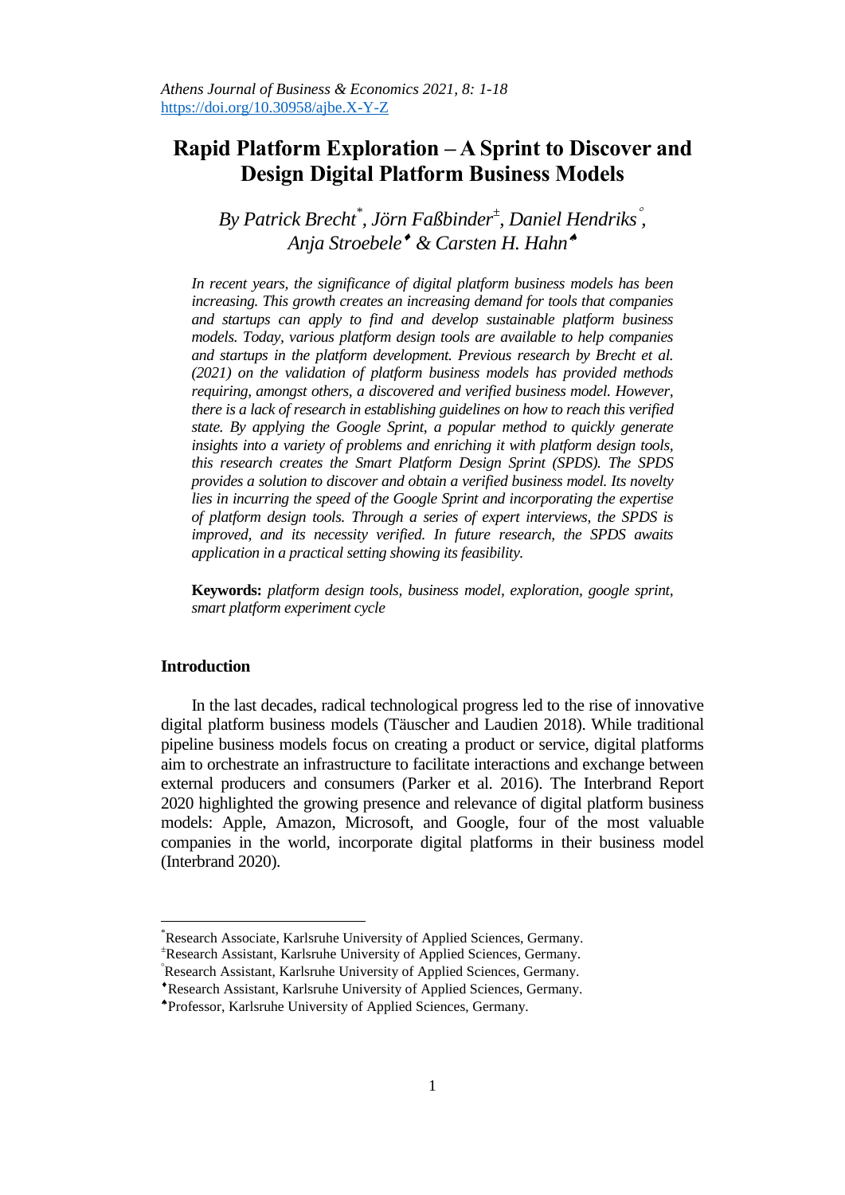# Rapid Platform Exploration – A Sprint to Discover and Design Digital Platform Business Models

*By Patrick Brecht[\*], Jörn Faßbinder[±], Daniel Hendriks[°], Anja Stroebele[♦] & Carsten H. Hahn[♠]*

*In recent years, the significance of digital platform business models has been increasing. This growth creates an increasing demand for tools that companies and startups can apply to find and develop sustainable platform business models. Today, various platform design tools are available to help companies and startups in the platform development. Previous research by Brecht et al. (2021) on the validation of platform business models has provided methods requiring, amongst others, a discovered and verified business model. However, there is a lack of research in establishing guidelines on how to reach this verified state. By applying the Google Sprint, a popular method to quickly generate insights into a variety of problems and enriching it with platform design tools, this research creates the Smart Platform Design Sprint (SPDS). The SPDS provides a solution to discover and obtain a verified business model. Its novelty lies in incurring the speed of the Google Sprint and incorporating the expertise of platform design tools. Through a series of expert interviews, the SPDS is improved, and its necessity verified. In future research, the SPDS awaits application in a practical setting showing its feasibility.*

**Keywords:** *platform design tools, business model, exploration, google sprint, smart platform experiment cycle*

## Introduction

In the last decades, radical technological progress led to the rise of innovative digital platform business models (Täuscher and Laudien 2018). While traditional pipeline business models focus on creating a product or service, digital platforms aim to orchestrate an infrastructure to facilitate interactions and exchange between external producers and consumers (Parker et al. 2016). The Interbrand Report 2020 highlighted the growing presence and relevance of digital platform business models: Apple, Amazon, Microsoft, and Google, four of the most valuable companies in the world, incorporate digital platforms in their business model (Interbrand 2020).

---

[\*] Research Associate, Karlsruhe University of Applied Sciences, Germany.

[±] Research Assistant, Karlsruhe University of Applied Sciences, Germany.

[°] Research Assistant, Karlsruhe University of Applied Sciences, Germany.

[♦] Research Assistant, Karlsruhe University of Applied Sciences, Germany.

[♠] Professor, Karlsruhe University of Applied Sciences, Germany.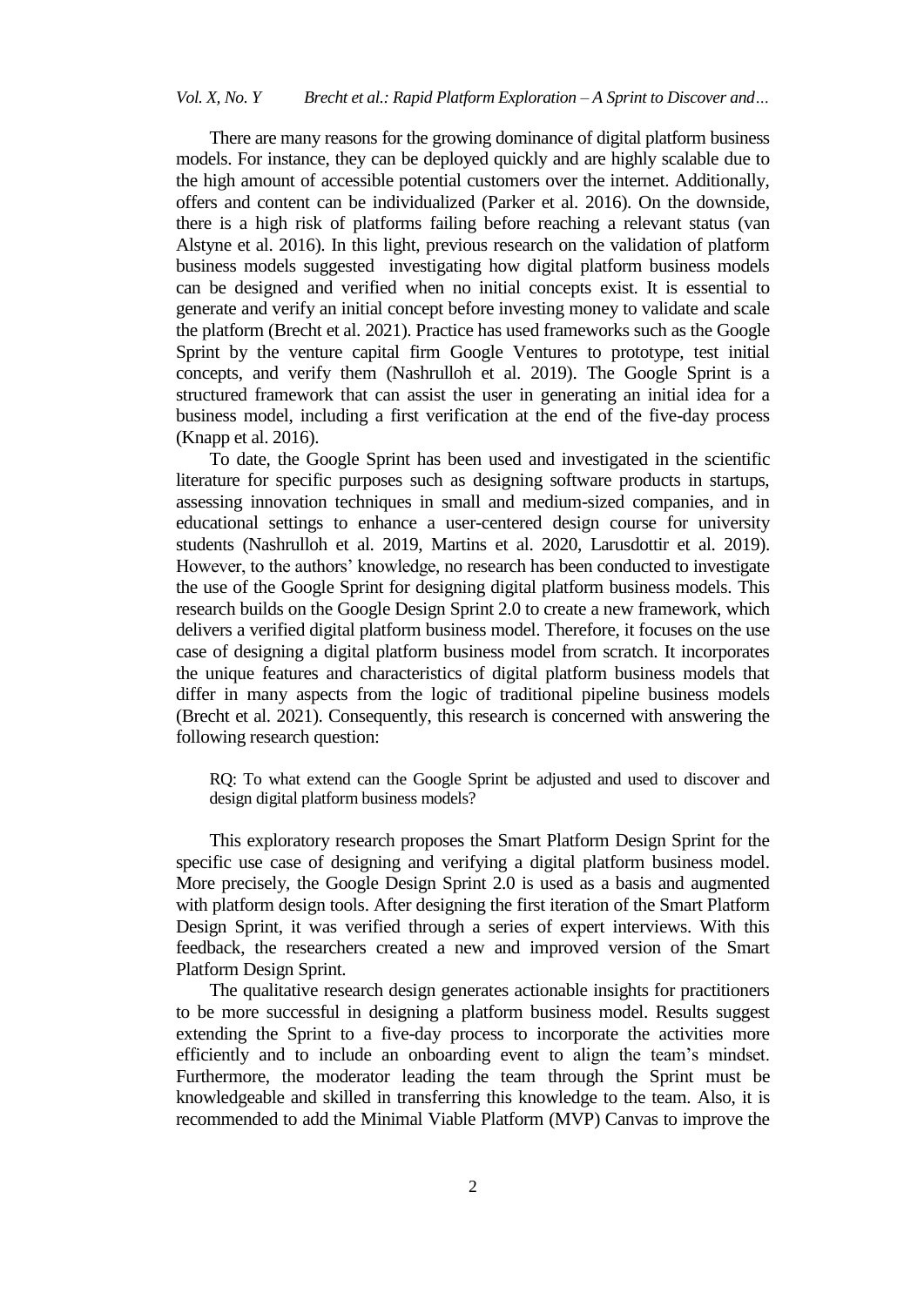There are many reasons for the growing dominance of digital platform business models. For instance, they can be deployed quickly and are highly scalable due to the high amount of accessible potential customers over the internet. Additionally, offers and content can be individualized (Parker et al. 2016). On the downside, there is a high risk of platforms failing before reaching a relevant status (van Alstyne et al. 2016). In this light, previous research on the validation of platform business models suggested investigating how digital platform business models can be designed and verified when no initial concepts exist. It is essential to generate and verify an initial concept before investing money to validate and scale the platform (Brecht et al. 2021). Practice has used frameworks such as the Google Sprint by the venture capital firm Google Ventures to prototype, test initial concepts, and verify them (Nashrulloh et al. 2019). The Google Sprint is a structured framework that can assist the user in generating an initial idea for a business model, including a first verification at the end of the five-day process (Knapp et al. 2016).

To date, the Google Sprint has been used and investigated in the scientific literature for specific purposes such as designing software products in startups, assessing innovation techniques in small and medium-sized companies, and in educational settings to enhance a user-centered design course for university students (Nashrulloh et al. 2019, Martins et al. 2020, Larusdottir et al. 2019). However, to the authors' knowledge, no research has been conducted to investigate the use of the Google Sprint for designing digital platform business models. This research builds on the Google Design Sprint 2.0 to create a new framework, which delivers a verified digital platform business model. Therefore, it focuses on the use case of designing a digital platform business model from scratch. It incorporates the unique features and characteristics of digital platform business models that differ in many aspects from the logic of traditional pipeline business models (Brecht et al. 2021). Consequently, this research is concerned with answering the following research question:

> RQ: To what extend can the Google Sprint be adjusted and used to discover and design digital platform business models?

This exploratory research proposes the Smart Platform Design Sprint for the specific use case of designing and verifying a digital platform business model. More precisely, the Google Design Sprint 2.0 is used as a basis and augmented with platform design tools. After designing the first iteration of the Smart Platform Design Sprint, it was verified through a series of expert interviews. With this feedback, the researchers created a new and improved version of the Smart Platform Design Sprint.

The qualitative research design generates actionable insights for practitioners to be more successful in designing a platform business model. Results suggest extending the Sprint to a five-day process to incorporate the activities more efficiently and to include an onboarding event to align the team's mindset. Furthermore, the moderator leading the team through the Sprint must be knowledgeable and skilled in transferring this knowledge to the team. Also, it is recommended to add the Minimal Viable Platform (MVP) Canvas to improve the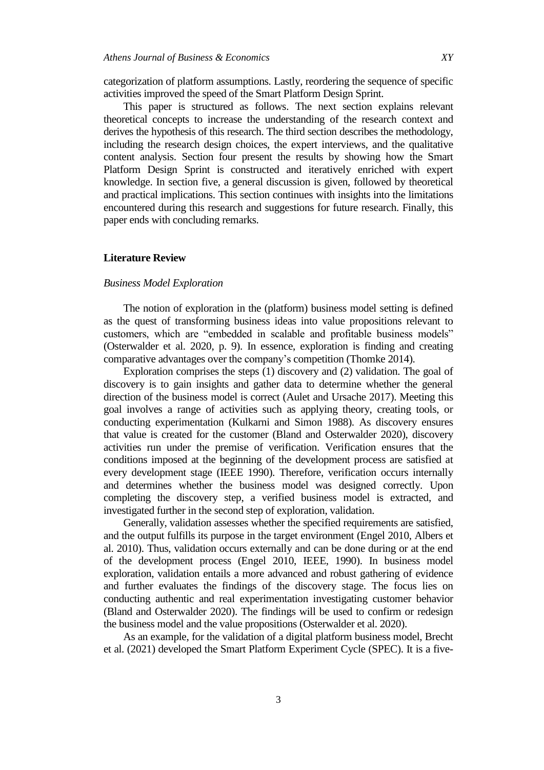categorization of platform assumptions. Lastly, reordering the sequence of specific activities improved the speed of the Smart Platform Design Sprint.

This paper is structured as follows. The next section explains relevant theoretical concepts to increase the understanding of the research context and derives the hypothesis of this research. The third section describes the methodology, including the research design choices, the expert interviews, and the qualitative content analysis. Section four present the results by showing how the Smart Platform Design Sprint is constructed and iteratively enriched with expert knowledge. In section five, a general discussion is given, followed by theoretical and practical implications. This section continues with insights into the limitations encountered during this research and suggestions for future research. Finally, this paper ends with concluding remarks.

## Literature Review

### *Business Model Exploration*

The notion of exploration in the (platform) business model setting is defined as the quest of transforming business ideas into value propositions relevant to customers, which are "embedded in scalable and profitable business models" (Osterwalder et al. 2020, p. 9). In essence, exploration is finding and creating comparative advantages over the company's competition (Thomke 2014).

Exploration comprises the steps (1) discovery and (2) validation. The goal of discovery is to gain insights and gather data to determine whether the general direction of the business model is correct (Aulet and Ursache 2017). Meeting this goal involves a range of activities such as applying theory, creating tools, or conducting experimentation (Kulkarni and Simon 1988). As discovery ensures that value is created for the customer (Bland and Osterwalder 2020), discovery activities run under the premise of verification. Verification ensures that the conditions imposed at the beginning of the development process are satisfied at every development stage (IEEE 1990). Therefore, verification occurs internally and determines whether the business model was designed correctly. Upon completing the discovery step, a verified business model is extracted, and investigated further in the second step of exploration, validation.

Generally, validation assesses whether the specified requirements are satisfied, and the output fulfills its purpose in the target environment (Engel 2010, Albers et al. 2010). Thus, validation occurs externally and can be done during or at the end of the development process (Engel 2010, IEEE, 1990). In business model exploration, validation entails a more advanced and robust gathering of evidence and further evaluates the findings of the discovery stage. The focus lies on conducting authentic and real experimentation investigating customer behavior (Bland and Osterwalder 2020). The findings will be used to confirm or redesign the business model and the value propositions (Osterwalder et al. 2020).

As an example, for the validation of a digital platform business model, Brecht et al. (2021) developed the Smart Platform Experiment Cycle (SPEC). It is a five-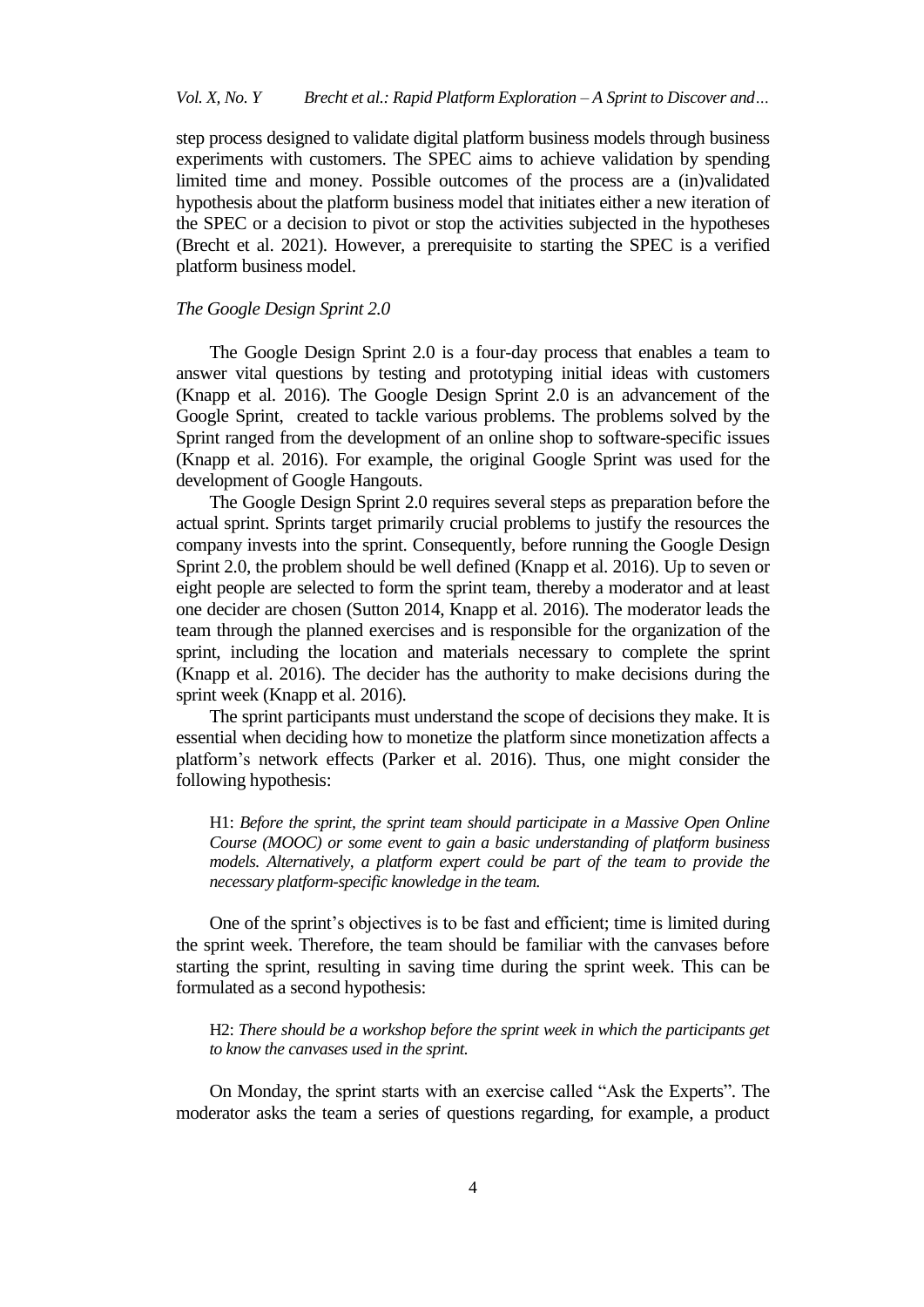step process designed to validate digital platform business models through business experiments with customers. The SPEC aims to achieve validation by spending limited time and money. Possible outcomes of the process are a (in)validated hypothesis about the platform business model that initiates either a new iteration of the SPEC or a decision to pivot or stop the activities subjected in the hypotheses (Brecht et al. 2021). However, a prerequisite to starting the SPEC is a verified platform business model.

*The Google Design Sprint 2.0*

The Google Design Sprint 2.0 is a four-day process that enables a team to answer vital questions by testing and prototyping initial ideas with customers (Knapp et al. 2016). The Google Design Sprint 2.0 is an advancement of the Google Sprint, created to tackle various problems. The problems solved by the Sprint ranged from the development of an online shop to software-specific issues (Knapp et al. 2016). For example, the original Google Sprint was used for the development of Google Hangouts.

The Google Design Sprint 2.0 requires several steps as preparation before the actual sprint. Sprints target primarily crucial problems to justify the resources the company invests into the sprint. Consequently, before running the Google Design Sprint 2.0, the problem should be well defined (Knapp et al. 2016). Up to seven or eight people are selected to form the sprint team, thereby a moderator and at least one decider are chosen (Sutton 2014, Knapp et al. 2016). The moderator leads the team through the planned exercises and is responsible for the organization of the sprint, including the location and materials necessary to complete the sprint (Knapp et al. 2016). The decider has the authority to make decisions during the sprint week (Knapp et al. 2016).

The sprint participants must understand the scope of decisions they make. It is essential when deciding how to monetize the platform since monetization affects a platform's network effects (Parker et al. 2016). Thus, one might consider the following hypothesis:

> H1: *Before the sprint, the sprint team should participate in a Massive Open Online Course (MOOC) or some event to gain a basic understanding of platform business models. Alternatively, a platform expert could be part of the team to provide the necessary platform-specific knowledge in the team.*

One of the sprint's objectives is to be fast and efficient; time is limited during the sprint week. Therefore, the team should be familiar with the canvases before starting the sprint, resulting in saving time during the sprint week. This can be formulated as a second hypothesis:

> H2: *There should be a workshop before the sprint week in which the participants get to know the canvases used in the sprint.*

On Monday, the sprint starts with an exercise called "Ask the Experts". The moderator asks the team a series of questions regarding, for example, a product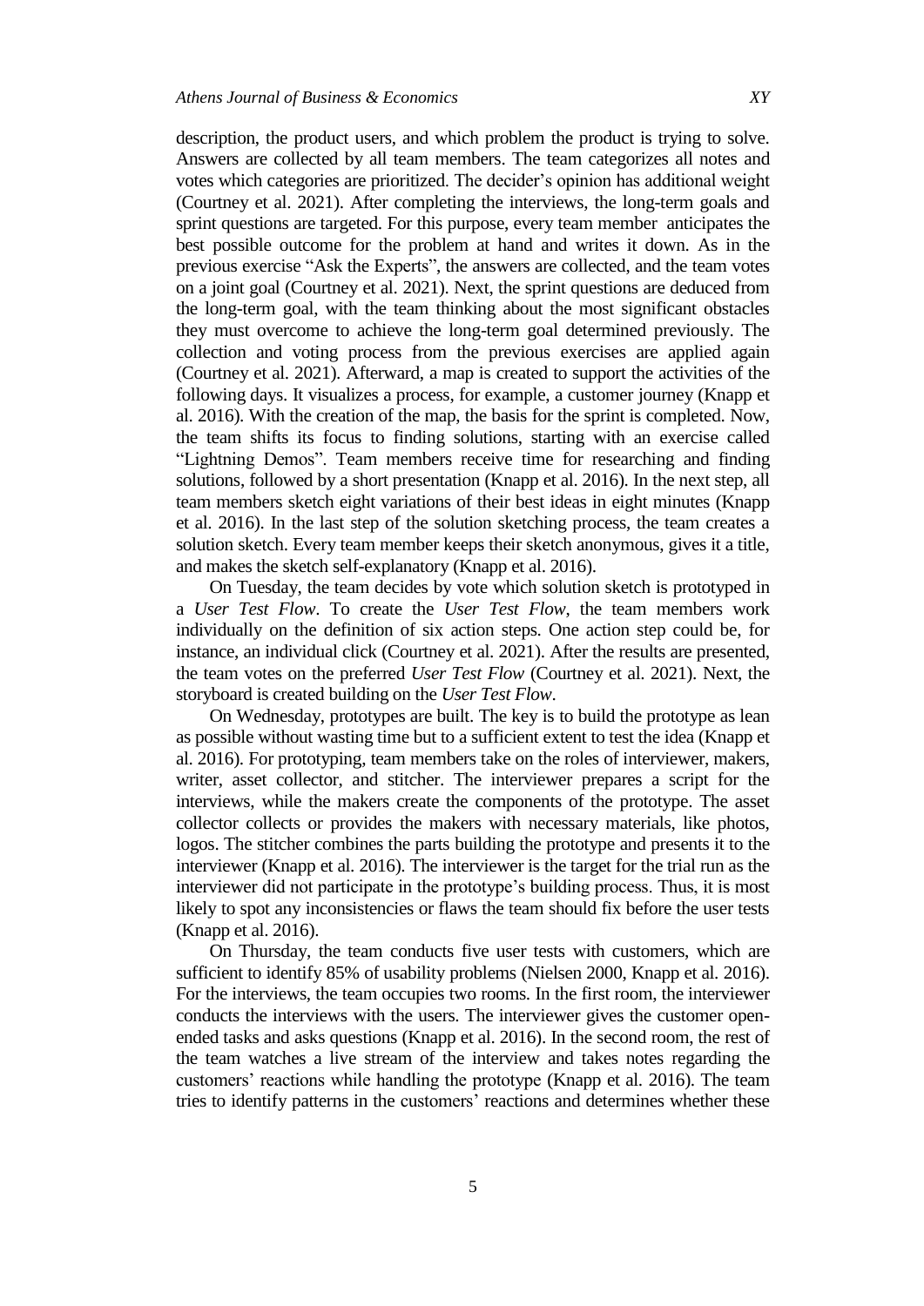description, the product users, and which problem the product is trying to solve. Answers are collected by all team members. The team categorizes all notes and votes which categories are prioritized. The decider's opinion has additional weight (Courtney et al. 2021). After completing the interviews, the long-term goals and sprint questions are targeted. For this purpose, every team member anticipates the best possible outcome for the problem at hand and writes it down. As in the previous exercise "Ask the Experts", the answers are collected, and the team votes on a joint goal (Courtney et al. 2021). Next, the sprint questions are deduced from the long-term goal, with the team thinking about the most significant obstacles they must overcome to achieve the long-term goal determined previously. The collection and voting process from the previous exercises are applied again (Courtney et al. 2021). Afterward, a map is created to support the activities of the following days. It visualizes a process, for example, a customer journey (Knapp et al. 2016). With the creation of the map, the basis for the sprint is completed. Now, the team shifts its focus to finding solutions, starting with an exercise called "Lightning Demos". Team members receive time for researching and finding solutions, followed by a short presentation (Knapp et al. 2016). In the next step, all team members sketch eight variations of their best ideas in eight minutes (Knapp et al. 2016). In the last step of the solution sketching process, the team creates a solution sketch. Every team member keeps their sketch anonymous, gives it a title, and makes the sketch self-explanatory (Knapp et al. 2016).

On Tuesday, the team decides by vote which solution sketch is prototyped in a *User Test Flow*. To create the *User Test Flow*, the team members work individually on the definition of six action steps. One action step could be, for instance, an individual click (Courtney et al. 2021). After the results are presented, the team votes on the preferred *User Test Flow* (Courtney et al. 2021). Next, the storyboard is created building on the *User Test Flow*.

On Wednesday, prototypes are built. The key is to build the prototype as lean as possible without wasting time but to a sufficient extent to test the idea (Knapp et al. 2016). For prototyping, team members take on the roles of interviewer, makers, writer, asset collector, and stitcher. The interviewer prepares a script for the interviews, while the makers create the components of the prototype. The asset collector collects or provides the makers with necessary materials, like photos, logos. The stitcher combines the parts building the prototype and presents it to the interviewer (Knapp et al. 2016). The interviewer is the target for the trial run as the interviewer did not participate in the prototype's building process. Thus, it is most likely to spot any inconsistencies or flaws the team should fix before the user tests (Knapp et al. 2016).

On Thursday, the team conducts five user tests with customers, which are sufficient to identify 85% of usability problems (Nielsen 2000, Knapp et al. 2016). For the interviews, the team occupies two rooms. In the first room, the interviewer conducts the interviews with the users. The interviewer gives the customer open-ended tasks and asks questions (Knapp et al. 2016). In the second room, the rest of the team watches a live stream of the interview and takes notes regarding the customers' reactions while handling the prototype (Knapp et al. 2016). The team tries to identify patterns in the customers' reactions and determines whether these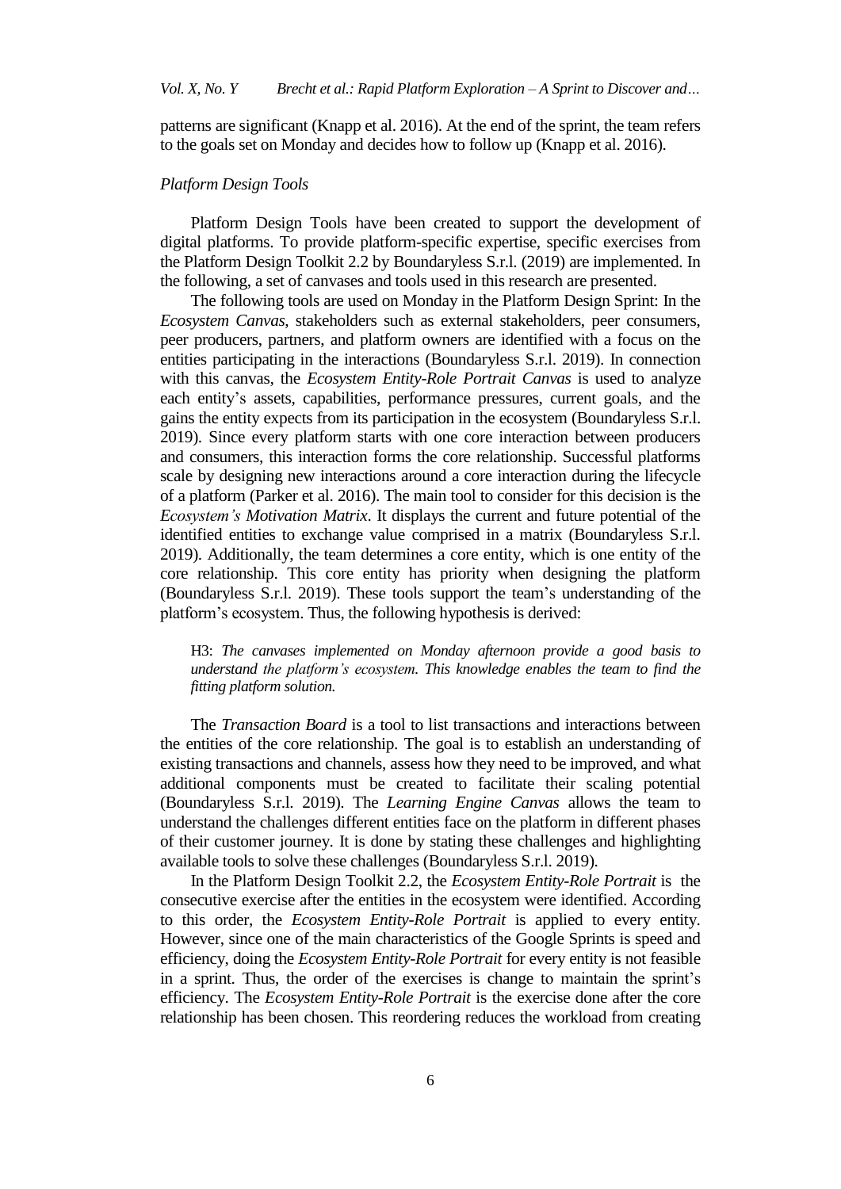patterns are significant (Knapp et al. 2016). At the end of the sprint, the team refers to the goals set on Monday and decides how to follow up (Knapp et al. 2016).

### *Platform Design Tools*

Platform Design Tools have been created to support the development of digital platforms. To provide platform-specific expertise, specific exercises from the Platform Design Toolkit 2.2 by Boundaryless S.r.l. (2019) are implemented. In the following, a set of canvases and tools used in this research are presented.

The following tools are used on Monday in the Platform Design Sprint: In the *Ecosystem Canvas*, stakeholders such as external stakeholders, peer consumers, peer producers, partners, and platform owners are identified with a focus on the entities participating in the interactions (Boundaryless S.r.l. 2019). In connection with this canvas, the *Ecosystem Entity-Role Portrait Canvas* is used to analyze each entity's assets, capabilities, performance pressures, current goals, and the gains the entity expects from its participation in the ecosystem (Boundaryless S.r.l. 2019). Since every platform starts with one core interaction between producers and consumers, this interaction forms the core relationship. Successful platforms scale by designing new interactions around a core interaction during the lifecycle of a platform (Parker et al. 2016). The main tool to consider for this decision is the *Ecosystem's Motivation Matrix*. It displays the current and future potential of the identified entities to exchange value comprised in a matrix (Boundaryless S.r.l. 2019). Additionally, the team determines a core entity, which is one entity of the core relationship. This core entity has priority when designing the platform (Boundaryless S.r.l. 2019). These tools support the team's understanding of the platform's ecosystem. Thus, the following hypothesis is derived:

> H3: *The canvases implemented on Monday afternoon provide a good basis to understand the platform's ecosystem. This knowledge enables the team to find the fitting platform solution.*

The *Transaction Board* is a tool to list transactions and interactions between the entities of the core relationship. The goal is to establish an understanding of existing transactions and channels, assess how they need to be improved, and what additional components must be created to facilitate their scaling potential (Boundaryless S.r.l. 2019). The *Learning Engine Canvas* allows the team to understand the challenges different entities face on the platform in different phases of their customer journey. It is done by stating these challenges and highlighting available tools to solve these challenges (Boundaryless S.r.l. 2019).

In the Platform Design Toolkit 2.2, the *Ecosystem Entity-Role Portrait* is the consecutive exercise after the entities in the ecosystem were identified. According to this order, the *Ecosystem Entity-Role Portrait* is applied to every entity. However, since one of the main characteristics of the Google Sprints is speed and efficiency, doing the *Ecosystem Entity-Role Portrait* for every entity is not feasible in a sprint. Thus, the order of the exercises is change to maintain the sprint's efficiency. The *Ecosystem Entity-Role Portrait* is the exercise done after the core relationship has been chosen. This reordering reduces the workload from creating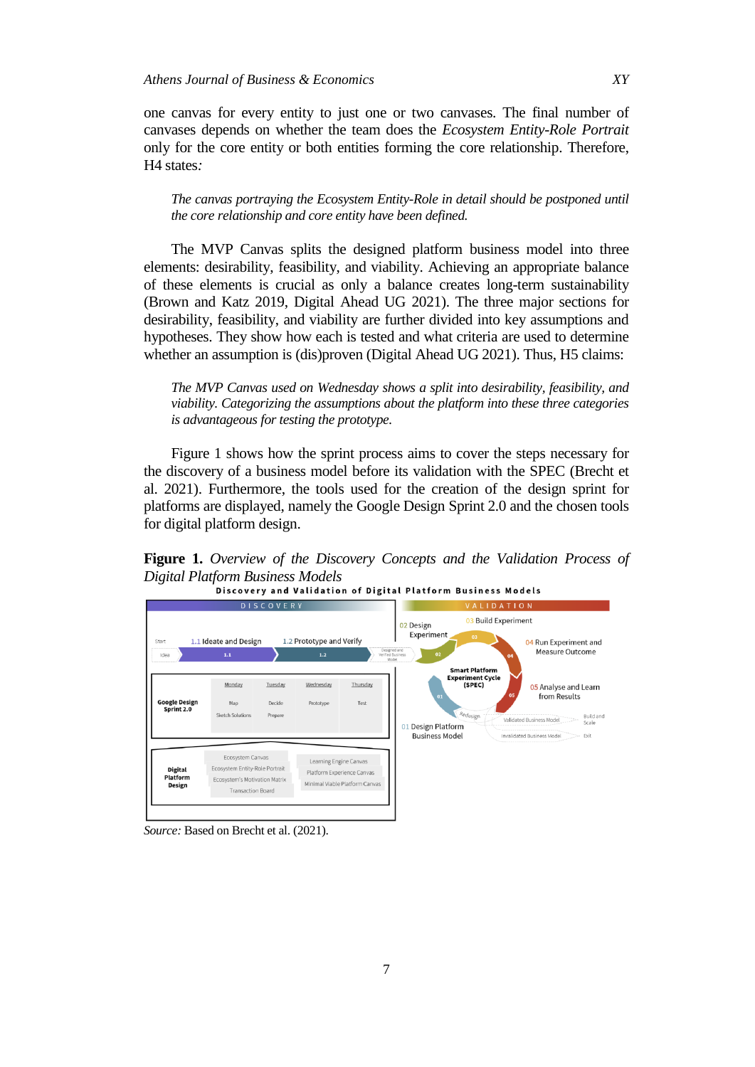one canvas for every entity to just one or two canvases. The final number of canvases depends on whether the team does the *Ecosystem Entity-Role Portrait* only for the core entity or both entities forming the core relationship. Therefore, H4 states*:*

> *The canvas portraying the Ecosystem Entity-Role in detail should be postponed until the core relationship and core entity have been defined.*

The MVP Canvas splits the designed platform business model into three elements: desirability, feasibility, and viability. Achieving an appropriate balance of these elements is crucial as only a balance creates long-term sustainability (Brown and Katz 2019, Digital Ahead UG 2021). The three major sections for desirability, feasibility, and viability are further divided into key assumptions and hypotheses. They show how each is tested and what criteria are used to determine whether an assumption is (dis)proven (Digital Ahead UG 2021). Thus, H5 claims:

> *The MVP Canvas used on Wednesday shows a split into desirability, feasibility, and viability. Categorizing the assumptions about the platform into these three categories is advantageous for testing the prototype.*

Figure 1 shows how the sprint process aims to cover the steps necessary for the discovery of a business model before its validation with the SPEC (Brecht et al. 2021). Furthermore, the tools used for the creation of the design sprint for platforms are displayed, namely the Google Design Sprint 2.0 and the chosen tools for digital platform design.

**Figure 1.** *Overview of the Discovery Concepts and the Validation Process of Digital Platform Business Models*

*Source:* Based on Brecht et al. (2021).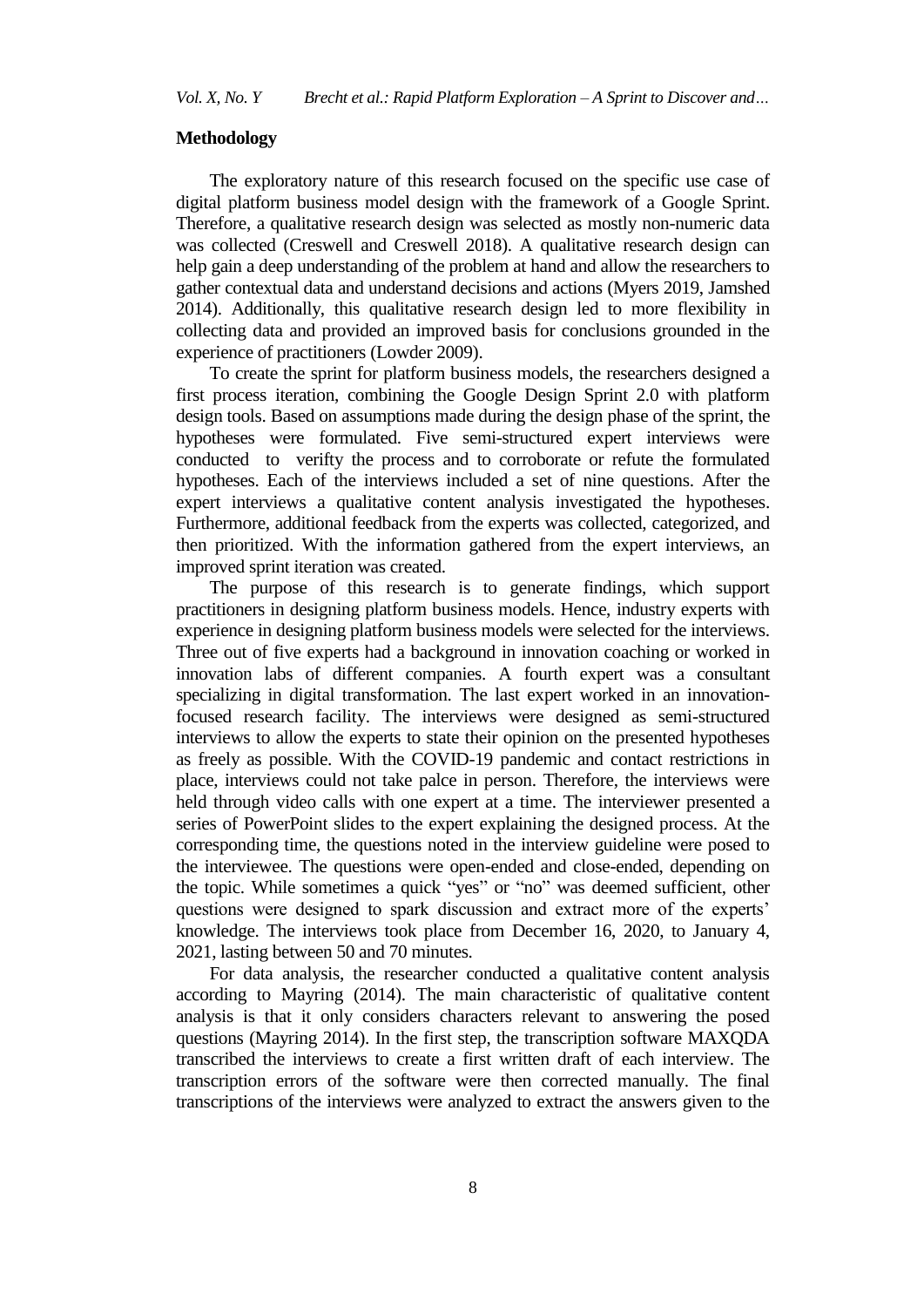## Methodology

The exploratory nature of this research focused on the specific use case of digital platform business model design with the framework of a Google Sprint. Therefore, a qualitative research design was selected as mostly non-numeric data was collected (Creswell and Creswell 2018). A qualitative research design can help gain a deep understanding of the problem at hand and allow the researchers to gather contextual data and understand decisions and actions (Myers 2019, Jamshed 2014). Additionally, this qualitative research design led to more flexibility in collecting data and provided an improved basis for conclusions grounded in the experience of practitioners (Lowder 2009).

To create the sprint for platform business models, the researchers designed a first process iteration, combining the Google Design Sprint 2.0 with platform design tools. Based on assumptions made during the design phase of the sprint, the hypotheses were formulated. Five semi-structured expert interviews were conducted to verifty the process and to corroborate or refute the formulated hypotheses. Each of the interviews included a set of nine questions. After the expert interviews a qualitative content analysis investigated the hypotheses. Furthermore, additional feedback from the experts was collected, categorized, and then prioritized. With the information gathered from the expert interviews, an improved sprint iteration was created.

The purpose of this research is to generate findings, which support practitioners in designing platform business models. Hence, industry experts with experience in designing platform business models were selected for the interviews. Three out of five experts had a background in innovation coaching or worked in innovation labs of different companies. A fourth expert was a consultant specializing in digital transformation. The last expert worked in an innovation-focused research facility. The interviews were designed as semi-structured interviews to allow the experts to state their opinion on the presented hypotheses as freely as possible. With the COVID-19 pandemic and contact restrictions in place, interviews could not take palce in person. Therefore, the interviews were held through video calls with one expert at a time. The interviewer presented a series of PowerPoint slides to the expert explaining the designed process. At the corresponding time, the questions noted in the interview guideline were posed to the interviewee. The questions were open-ended and close-ended, depending on the topic. While sometimes a quick "yes" or "no" was deemed sufficient, other questions were designed to spark discussion and extract more of the experts' knowledge. The interviews took place from December 16, 2020, to January 4, 2021, lasting between 50 and 70 minutes.

For data analysis, the researcher conducted a qualitative content analysis according to Mayring (2014). The main characteristic of qualitative content analysis is that it only considers characters relevant to answering the posed questions (Mayring 2014). In the first step, the transcription software MAXQDA transcribed the interviews to create a first written draft of each interview. The transcription errors of the software were then corrected manually. The final transcriptions of the interviews were analyzed to extract the answers given to the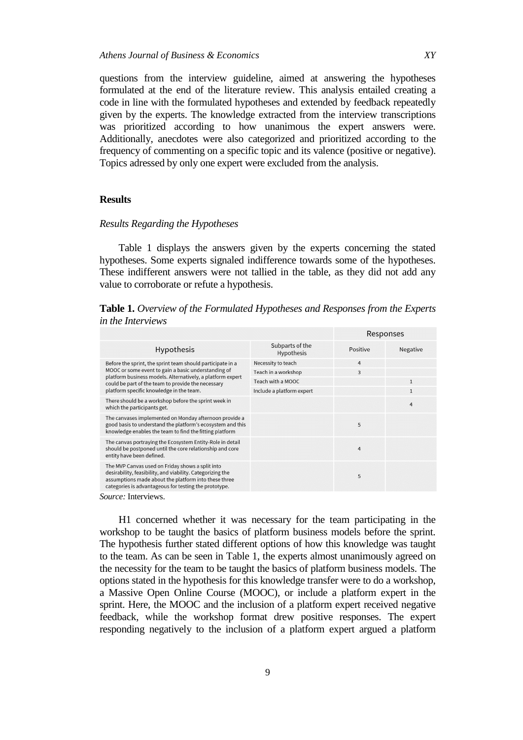questions from the interview guideline, aimed at answering the hypotheses formulated at the end of the literature review. This analysis entailed creating a code in line with the formulated hypotheses and extended by feedback repeatedly given by the experts. The knowledge extracted from the interview transcriptions was prioritized according to how unanimous the expert answers were. Additionally, anecdotes were also categorized and prioritized according to the frequency of commenting on a specific topic and its valence (positive or negative). Topics adressed by only one expert were excluded from the analysis.

## Results

### *Results Regarding the Hypotheses*

Table 1 displays the answers given by the experts concerning the stated hypotheses. Some experts signaled indifference towards some of the hypotheses. These indifferent answers were not tallied in the table, as they did not add any value to corroborate or refute a hypothesis.

**Table 1.** *Overview of the Formulated Hypotheses and Responses from the Experts in the Interviews*

| Hypothesis | Subparts of the Hypothesis | Responses | |
|---|---|---|---|
| | | Positive | Negative |
| Before the sprint, the sprint team should participate in a MOOC or some event to gain a basic understanding of platform business models. Alternatively, a platform expert could be part of the team to provide the necessary platform specific knowledge in the team. | Necessity to teach | 4 | |
| | Teach in a workshop | 3 | |
| | Teach with a MOOC | | 1 |
| | Include a platform expert | | 1 |
| There should be a workshop before the sprint week in which the participants get. | | | 4 |
| The canvases implemented on Monday afternoon provide a good basis to understand the platform's ecosystem and this knowledge enables the team to find the fitting platform | | 5 | |
| The canvas portraying the Ecosystem Entity-Role in detail should be postponed until the core relationship and core entity have been defined. | | 4 | |
| The MVP Canvas used on Friday shows a split into desirability, feasibility, and viability. Categorizing the assumptions made about the platform into these three categories is advantageous for testing the prototype. | | 5 | |

*Source:* Interviews.

H1 concerned whether it was necessary for the team participating in the workshop to be taught the basics of platform business models before the sprint. The hypothesis further stated different options of how this knowledge was taught to the team. As can be seen in Table 1, the experts almost unanimously agreed on the necessity for the team to be taught the basics of platform business models. The options stated in the hypothesis for this knowledge transfer were to do a workshop, a Massive Open Online Course (MOOC), or include a platform expert in the sprint. Here, the MOOC and the inclusion of a platform expert received negative feedback, while the workshop format drew positive responses. The expert responding negatively to the inclusion of a platform expert argued a platform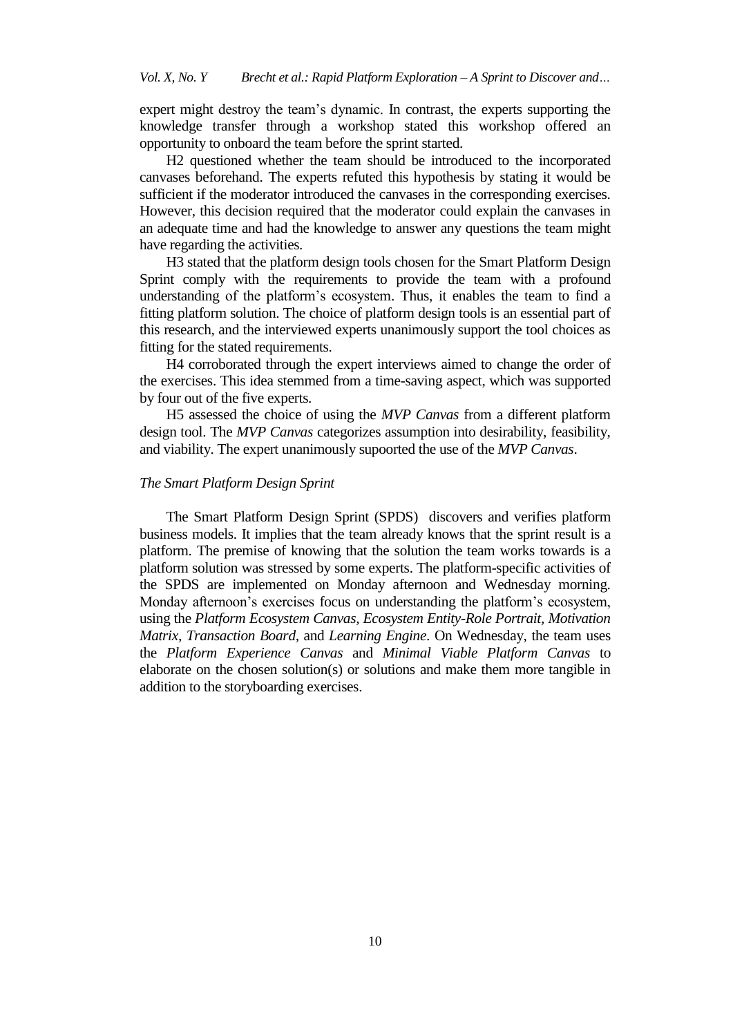expert might destroy the team's dynamic. In contrast, the experts supporting the knowledge transfer through a workshop stated this workshop offered an opportunity to onboard the team before the sprint started.

H2 questioned whether the team should be introduced to the incorporated canvases beforehand. The experts refuted this hypothesis by stating it would be sufficient if the moderator introduced the canvases in the corresponding exercises. However, this decision required that the moderator could explain the canvases in an adequate time and had the knowledge to answer any questions the team might have regarding the activities.

H3 stated that the platform design tools chosen for the Smart Platform Design Sprint comply with the requirements to provide the team with a profound understanding of the platform's ecosystem. Thus, it enables the team to find a fitting platform solution. The choice of platform design tools is an essential part of this research, and the interviewed experts unanimously support the tool choices as fitting for the stated requirements.

H4 corroborated through the expert interviews aimed to change the order of the exercises. This idea stemmed from a time-saving aspect, which was supported by four out of the five experts.

H5 assessed the choice of using the *MVP Canvas* from a different platform design tool. The *MVP Canvas* categorizes assumption into desirability, feasibility, and viability. The expert unanimously supoorted the use of the *MVP Canvas*.

### *The Smart Platform Design Sprint*

The Smart Platform Design Sprint (SPDS) discovers and verifies platform business models. It implies that the team already knows that the sprint result is a platform. The premise of knowing that the solution the team works towards is a platform solution was stressed by some experts. The platform-specific activities of the SPDS are implemented on Monday afternoon and Wednesday morning. Monday afternoon's exercises focus on understanding the platform's ecosystem, using the *Platform Ecosystem Canvas, Ecosystem Entity-Role Portrait, Motivation Matrix, Transaction Board,* and *Learning Engine*. On Wednesday, the team uses the *Platform Experience Canvas* and *Minimal Viable Platform Canvas* to elaborate on the chosen solution(s) or solutions and make them more tangible in addition to the storyboarding exercises.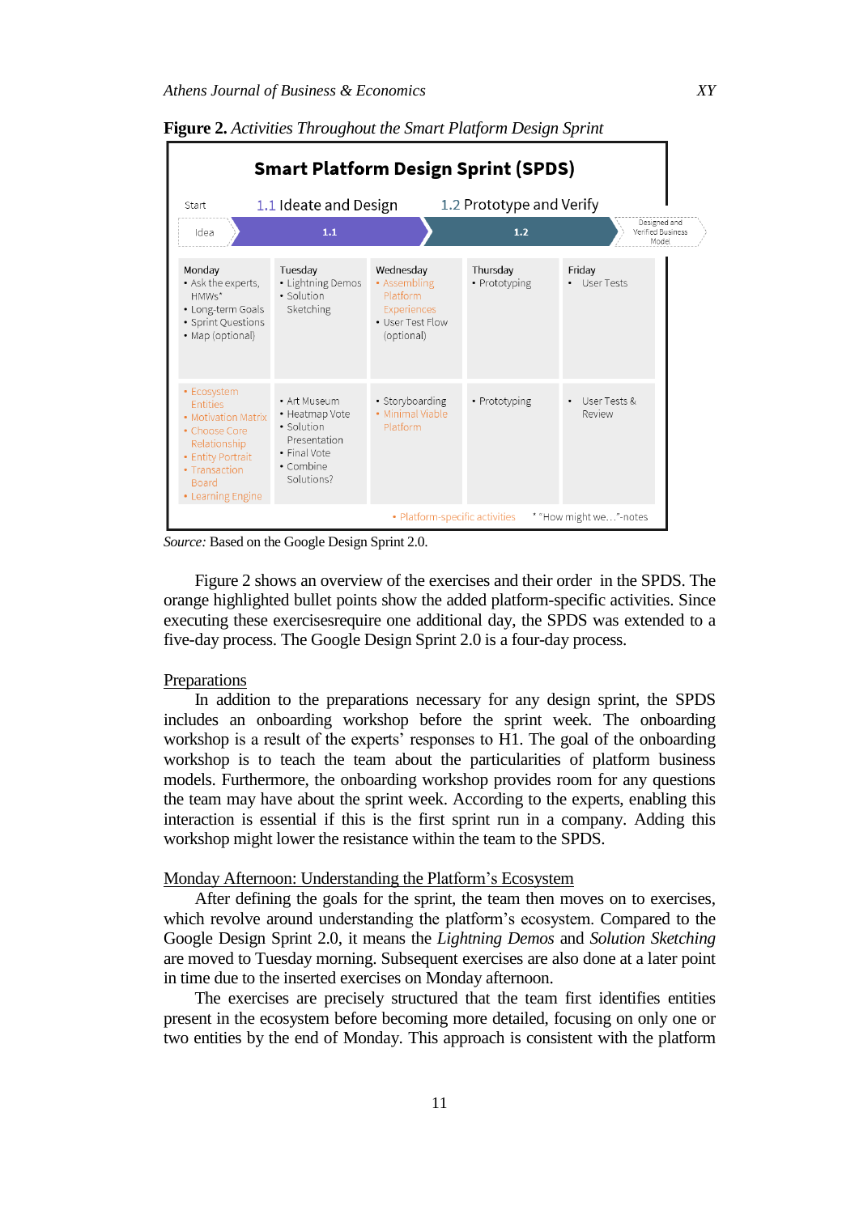**Figure 2.** *Activities Throughout the Smart Platform Design Sprint*

**Smart Platform Design Sprint (SPDS)**

| Start | 1.1 Ideate and Design | | 1.2 Prototype and Verify | | |
|---|---|---|---|---|---|
| Idea | 1.1 | | 1.2 | | Designed and Verified Business Model |
| | **Monday** | **Tuesday** | **Wednesday** | **Thursday** | **Friday** |
| | • Ask the experts, HMWs* • Long-term Goals • Sprint Questions • Map (optional) | • Lightning Demos • Solution Sketching | • Assembling Platform Experiences • User Test Flow (optional) | • Prototyping | • User Tests |
| | • Ecosystem Entities • Motivation Matrix • Choose Core Relationship • Entity Portrait • Transaction Board • Learning Engine | • Art Museum • Heatmap Vote • Solution Presentation • Final Vote • Combine Solutions? | • Storyboarding • Minimal Viable Platform | • Prototyping | • User Tests & Review |

• Platform-specific activities &nbsp;&nbsp; * "How might we…"-notes

*Source:* Based on the Google Design Sprint 2.0.

Figure 2 shows an overview of the exercises and their order in the SPDS. The orange highlighted bullet points show the added platform-specific activities. Since executing these exercisesrequire one additional day, the SPDS was extended to a five-day process. The Google Design Sprint 2.0 is a four-day process.

### Preparations

In addition to the preparations necessary for any design sprint, the SPDS includes an onboarding workshop before the sprint week. The onboarding workshop is a result of the experts' responses to H1. The goal of the onboarding workshop is to teach the team about the particularities of platform business models. Furthermore, the onboarding workshop provides room for any questions the team may have about the sprint week. According to the experts, enabling this interaction is essential if this is the first sprint run in a company. Adding this workshop might lower the resistance within the team to the SPDS.

### Monday Afternoon: Understanding the Platform's Ecosystem

After defining the goals for the sprint, the team then moves on to exercises, which revolve around understanding the platform's ecosystem. Compared to the Google Design Sprint 2.0, it means the *Lightning Demos* and *Solution Sketching* are moved to Tuesday morning. Subsequent exercises are also done at a later point in time due to the inserted exercises on Monday afternoon.

The exercises are precisely structured that the team first identifies entities present in the ecosystem before becoming more detailed, focusing on only one or two entities by the end of Monday. This approach is consistent with the platform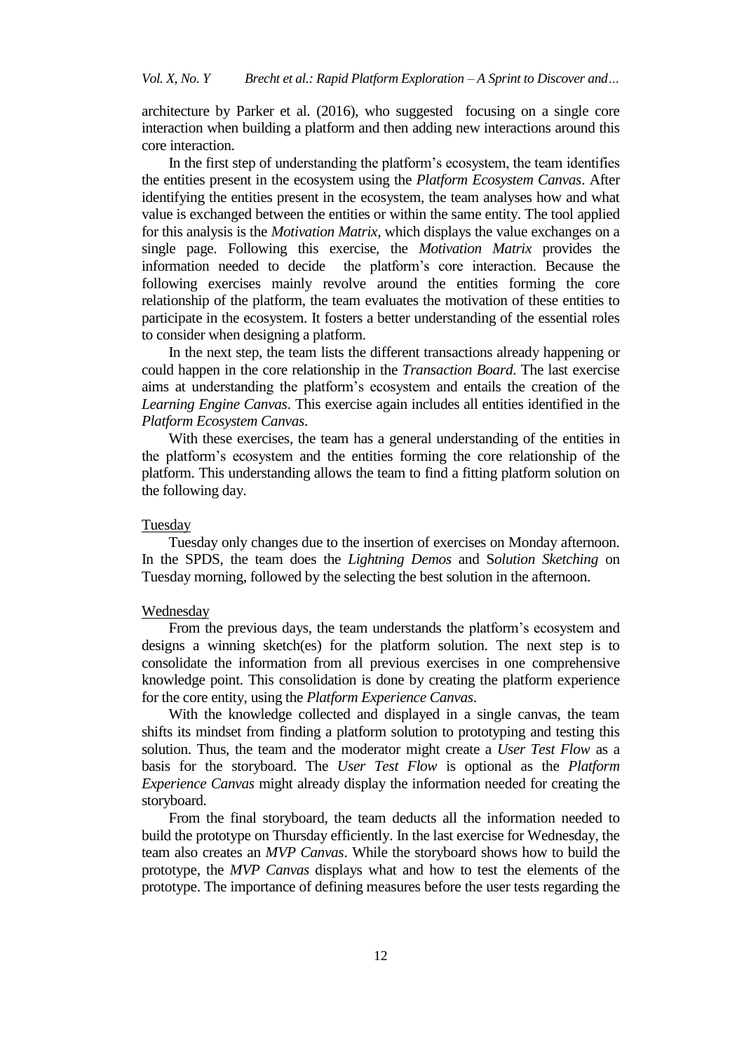architecture by Parker et al. (2016), who suggested focusing on a single core interaction when building a platform and then adding new interactions around this core interaction.

In the first step of understanding the platform's ecosystem, the team identifies the entities present in the ecosystem using the *Platform Ecosystem Canvas*. After identifying the entities present in the ecosystem, the team analyses how and what value is exchanged between the entities or within the same entity. The tool applied for this analysis is the *Motivation Matrix,* which displays the value exchanges on a single page. Following this exercise, the *Motivation Matrix* provides the information needed to decide the platform's core interaction. Because the following exercises mainly revolve around the entities forming the core relationship of the platform, the team evaluates the motivation of these entities to participate in the ecosystem. It fosters a better understanding of the essential roles to consider when designing a platform.

In the next step, the team lists the different transactions already happening or could happen in the core relationship in the *Transaction Board*. The last exercise aims at understanding the platform's ecosystem and entails the creation of the *Learning Engine Canvas*. This exercise again includes all entities identified in the *Platform Ecosystem Canvas*.

With these exercises, the team has a general understanding of the entities in the platform's ecosystem and the entities forming the core relationship of the platform. This understanding allows the team to find a fitting platform solution on the following day.

Tuesday

Tuesday only changes due to the insertion of exercises on Monday afternoon. In the SPDS, the team does the *Lightning Demos* and S*olution Sketching* on Tuesday morning, followed by the selecting the best solution in the afternoon.

Wednesday

From the previous days, the team understands the platform's ecosystem and designs a winning sketch(es) for the platform solution. The next step is to consolidate the information from all previous exercises in one comprehensive knowledge point. This consolidation is done by creating the platform experience for the core entity, using the *Platform Experience Canvas*.

With the knowledge collected and displayed in a single canvas, the team shifts its mindset from finding a platform solution to prototyping and testing this solution. Thus, the team and the moderator might create a *User Test Flow* as a basis for the storyboard. The *User Test Flow* is optional as the *Platform Experience Canvas* might already display the information needed for creating the storyboard.

From the final storyboard, the team deducts all the information needed to build the prototype on Thursday efficiently. In the last exercise for Wednesday, the team also creates an *MVP Canvas*. While the storyboard shows how to build the prototype, the *MVP Canvas* displays what and how to test the elements of the prototype. The importance of defining measures before the user tests regarding the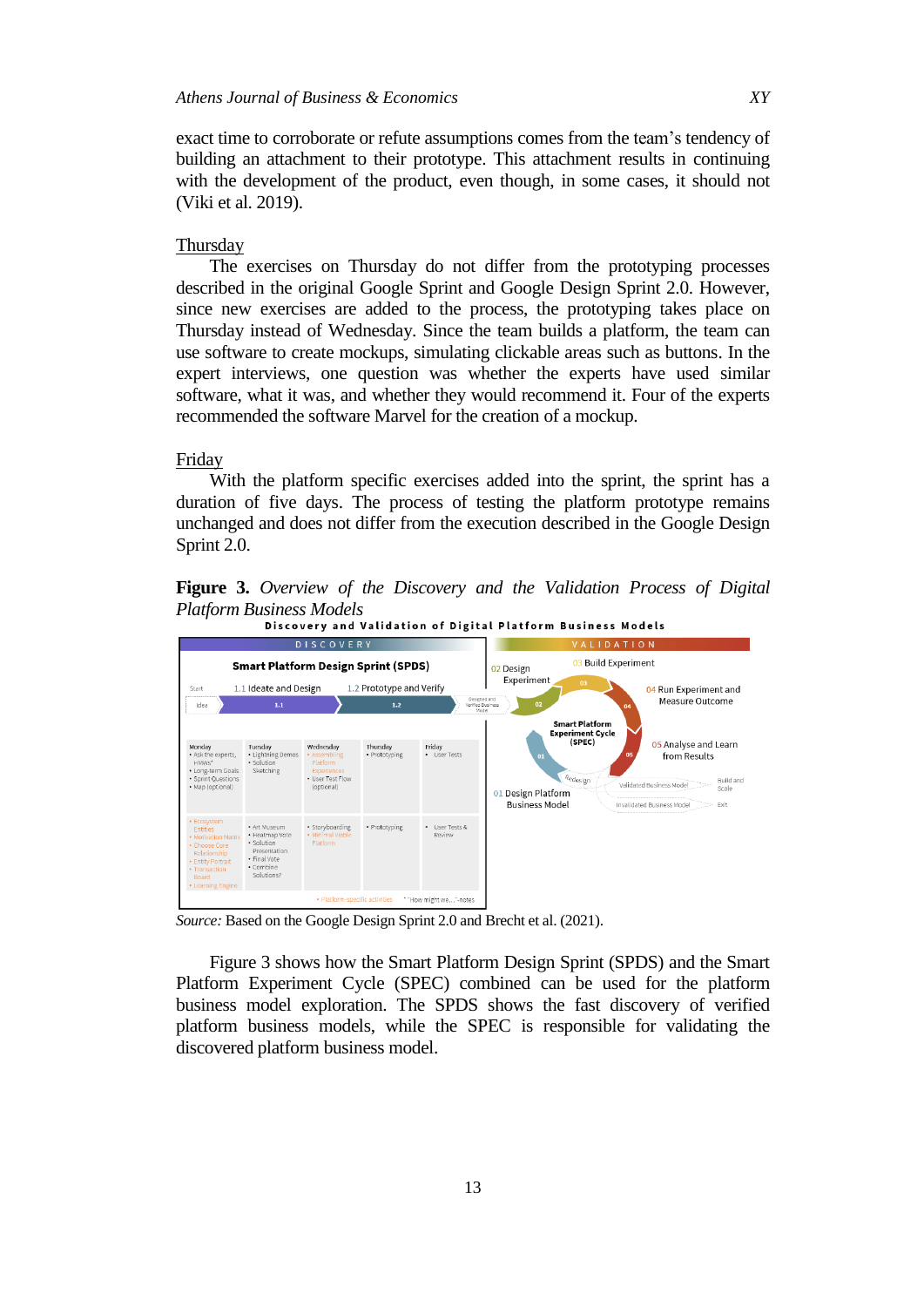exact time to corroborate or refute assumptions comes from the team's tendency of building an attachment to their prototype. This attachment results in continuing with the development of the product, even though, in some cases, it should not (Viki et al. 2019).

Thursday

The exercises on Thursday do not differ from the prototyping processes described in the original Google Sprint and Google Design Sprint 2.0. However, since new exercises are added to the process, the prototyping takes place on Thursday instead of Wednesday. Since the team builds a platform, the team can use software to create mockups, simulating clickable areas such as buttons. In the expert interviews, one question was whether the experts have used similar software, what it was, and whether they would recommend it. Four of the experts recommended the software Marvel for the creation of a mockup.

Friday

With the platform specific exercises added into the sprint, the sprint has a duration of five days. The process of testing the platform prototype remains unchanged and does not differ from the execution described in the Google Design Sprint 2.0.

**Figure 3.** *Overview of the Discovery and the Validation Process of Digital Platform Business Models*

*Source:* Based on the Google Design Sprint 2.0 and Brecht et al. (2021).

Figure 3 shows how the Smart Platform Design Sprint (SPDS) and the Smart Platform Experiment Cycle (SPEC) combined can be used for the platform business model exploration. The SPDS shows the fast discovery of verified platform business models, while the SPEC is responsible for validating the discovered platform business model.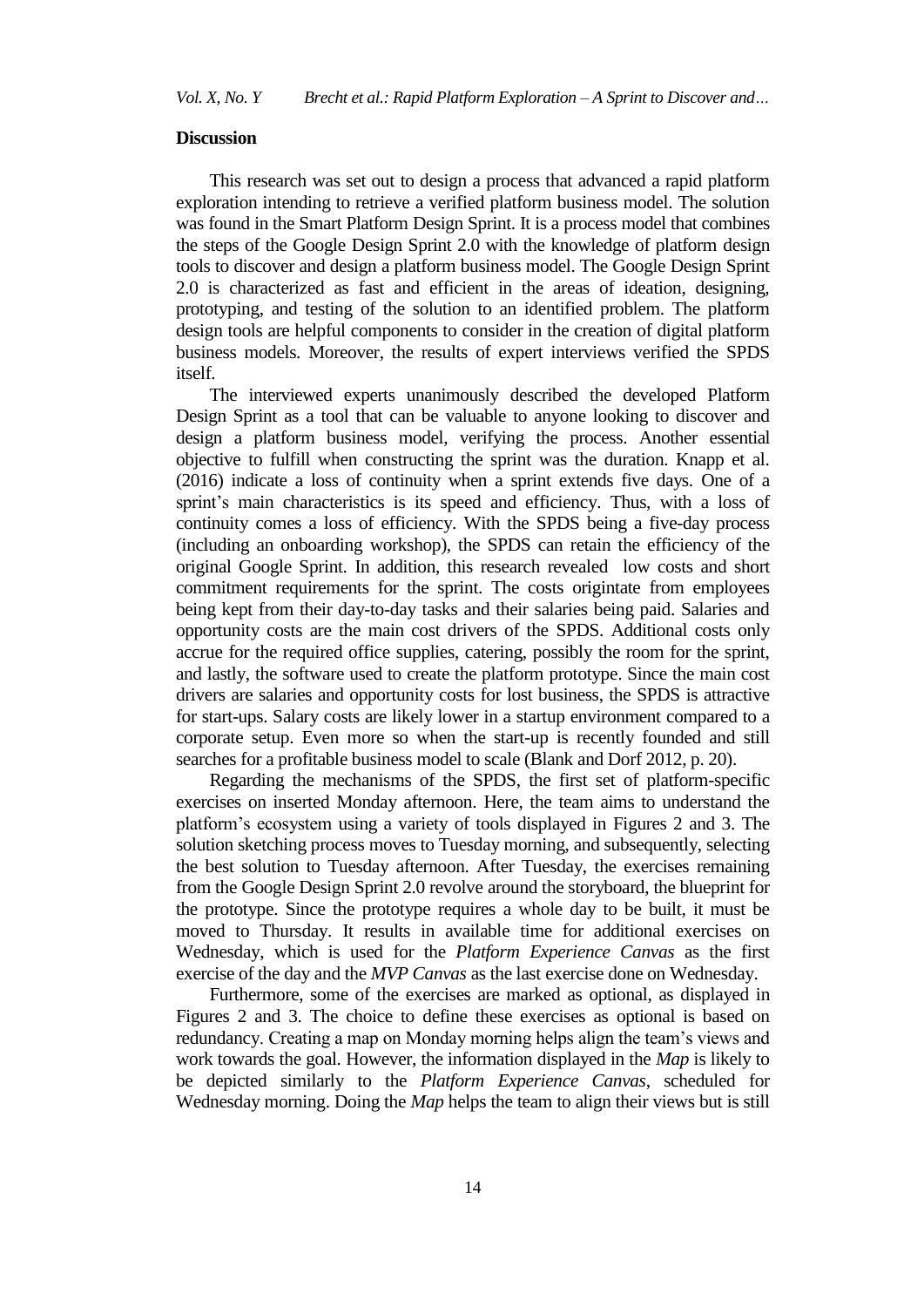## Discussion

This research was set out to design a process that advanced a rapid platform exploration intending to retrieve a verified platform business model. The solution was found in the Smart Platform Design Sprint. It is a process model that combines the steps of the Google Design Sprint 2.0 with the knowledge of platform design tools to discover and design a platform business model. The Google Design Sprint 2.0 is characterized as fast and efficient in the areas of ideation, designing, prototyping, and testing of the solution to an identified problem. The platform design tools are helpful components to consider in the creation of digital platform business models. Moreover, the results of expert interviews verified the SPDS itself.

The interviewed experts unanimously described the developed Platform Design Sprint as a tool that can be valuable to anyone looking to discover and design a platform business model, verifying the process. Another essential objective to fulfill when constructing the sprint was the duration. Knapp et al. (2016) indicate a loss of continuity when a sprint extends five days. One of a sprint's main characteristics is its speed and efficiency. Thus, with a loss of continuity comes a loss of efficiency. With the SPDS being a five-day process (including an onboarding workshop), the SPDS can retain the efficiency of the original Google Sprint. In addition, this research revealed low costs and short commitment requirements for the sprint. The costs origintate from employees being kept from their day-to-day tasks and their salaries being paid. Salaries and opportunity costs are the main cost drivers of the SPDS. Additional costs only accrue for the required office supplies, catering, possibly the room for the sprint, and lastly, the software used to create the platform prototype. Since the main cost drivers are salaries and opportunity costs for lost business, the SPDS is attractive for start-ups. Salary costs are likely lower in a startup environment compared to a corporate setup. Even more so when the start-up is recently founded and still searches for a profitable business model to scale (Blank and Dorf 2012, p. 20).

Regarding the mechanisms of the SPDS, the first set of platform-specific exercises on inserted Monday afternoon. Here, the team aims to understand the platform's ecosystem using a variety of tools displayed in Figures 2 and 3. The solution sketching process moves to Tuesday morning, and subsequently, selecting the best solution to Tuesday afternoon. After Tuesday, the exercises remaining from the Google Design Sprint 2.0 revolve around the storyboard, the blueprint for the prototype. Since the prototype requires a whole day to be built, it must be moved to Thursday. It results in available time for additional exercises on Wednesday, which is used for the *Platform Experience Canvas* as the first exercise of the day and the *MVP Canvas* as the last exercise done on Wednesday.

Furthermore, some of the exercises are marked as optional, as displayed in Figures 2 and 3. The choice to define these exercises as optional is based on redundancy. Creating a map on Monday morning helps align the team's views and work towards the goal. However, the information displayed in the *Map* is likely to be depicted similarly to the *Platform Experience Canvas*, scheduled for Wednesday morning. Doing the *Map* helps the team to align their views but is still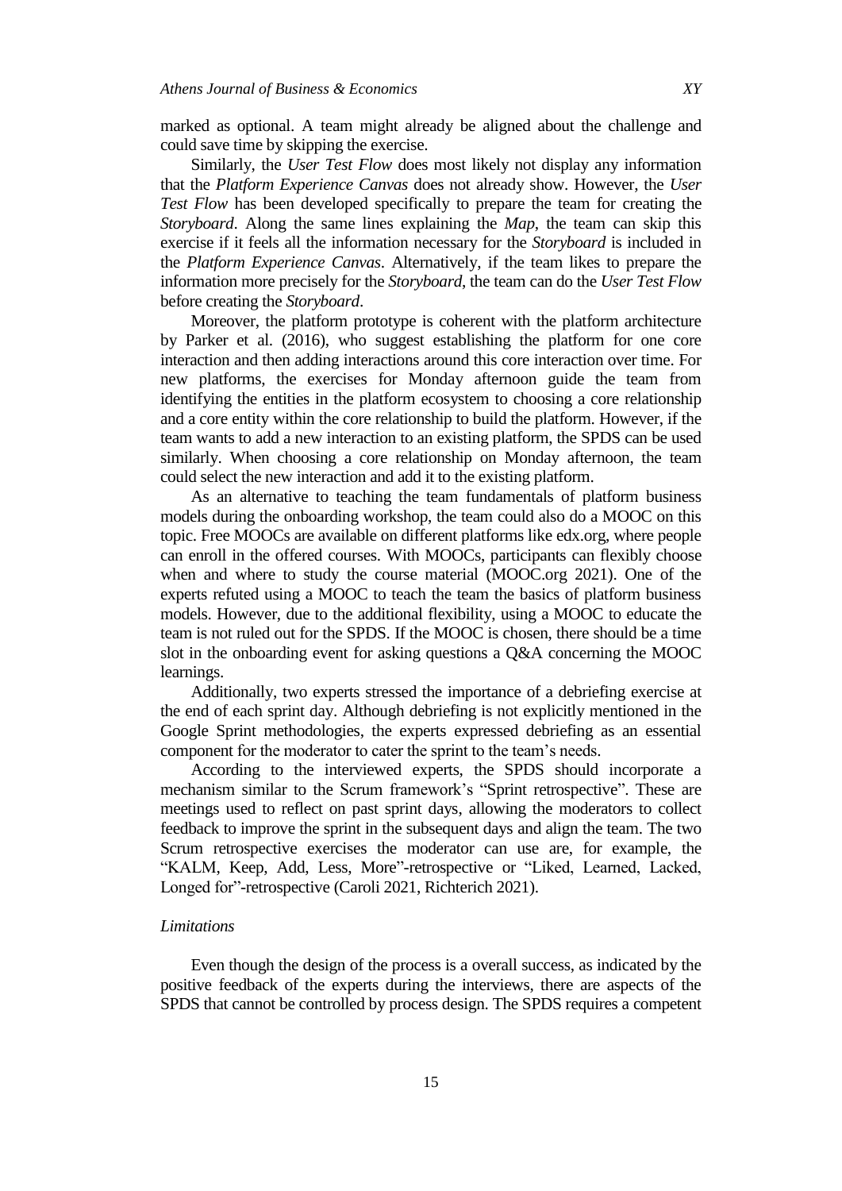marked as optional. A team might already be aligned about the challenge and could save time by skipping the exercise.

Similarly, the *User Test Flow* does most likely not display any information that the *Platform Experience Canvas* does not already show. However, the *User Test Flow* has been developed specifically to prepare the team for creating the *Storyboard*. Along the same lines explaining the *Map*, the team can skip this exercise if it feels all the information necessary for the *Storyboard* is included in the *Platform Experience Canvas*. Alternatively, if the team likes to prepare the information more precisely for the *Storyboard*, the team can do the *User Test Flow* before creating the *Storyboard*.

Moreover, the platform prototype is coherent with the platform architecture by Parker et al. (2016), who suggest establishing the platform for one core interaction and then adding interactions around this core interaction over time. For new platforms, the exercises for Monday afternoon guide the team from identifying the entities in the platform ecosystem to choosing a core relationship and a core entity within the core relationship to build the platform. However, if the team wants to add a new interaction to an existing platform, the SPDS can be used similarly. When choosing a core relationship on Monday afternoon, the team could select the new interaction and add it to the existing platform.

As an alternative to teaching the team fundamentals of platform business models during the onboarding workshop, the team could also do a MOOC on this topic. Free MOOCs are available on different platforms like edx.org, where people can enroll in the offered courses. With MOOCs, participants can flexibly choose when and where to study the course material (MOOC.org 2021). One of the experts refuted using a MOOC to teach the team the basics of platform business models. However, due to the additional flexibility, using a MOOC to educate the team is not ruled out for the SPDS. If the MOOC is chosen, there should be a time slot in the onboarding event for asking questions a Q&A concerning the MOOC learnings.

Additionally, two experts stressed the importance of a debriefing exercise at the end of each sprint day. Although debriefing is not explicitly mentioned in the Google Sprint methodologies, the experts expressed debriefing as an essential component for the moderator to cater the sprint to the team's needs.

According to the interviewed experts, the SPDS should incorporate a mechanism similar to the Scrum framework's "Sprint retrospective". These are meetings used to reflect on past sprint days, allowing the moderators to collect feedback to improve the sprint in the subsequent days and align the team. The two Scrum retrospective exercises the moderator can use are, for example, the "KALM, Keep, Add, Less, More"-retrospective or "Liked, Learned, Lacked, Longed for"-retrospective (Caroli 2021, Richterich 2021).

### *Limitations*

Even though the design of the process is a overall success, as indicated by the positive feedback of the experts during the interviews, there are aspects of the SPDS that cannot be controlled by process design. The SPDS requires a competent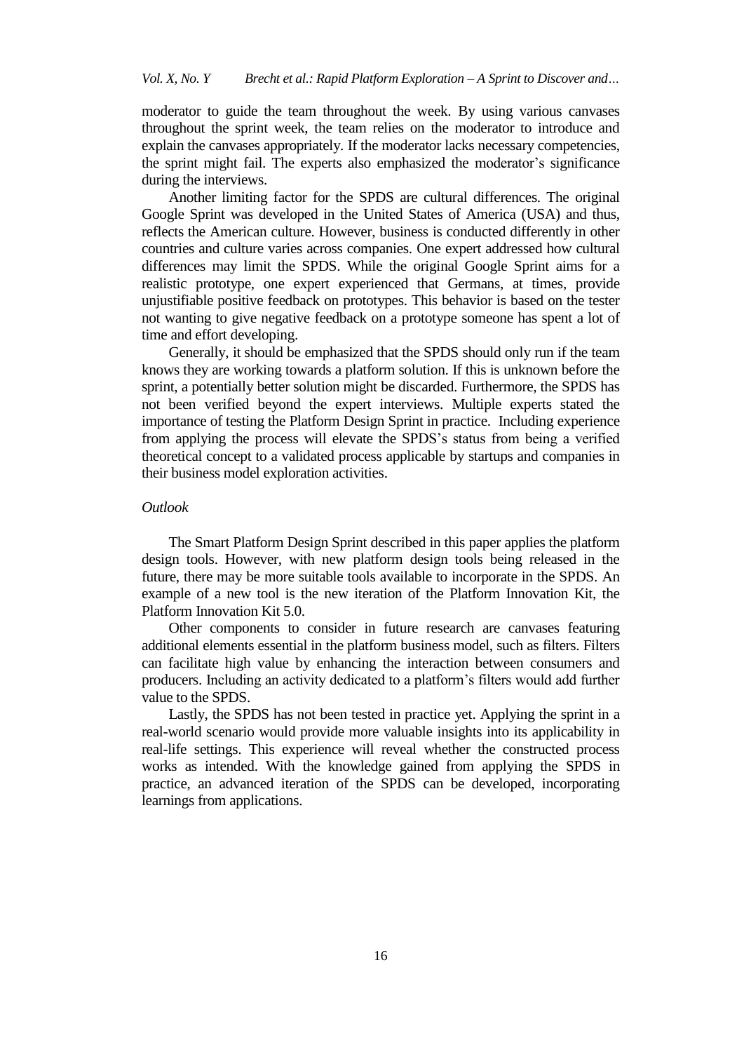moderator to guide the team throughout the week. By using various canvases throughout the sprint week, the team relies on the moderator to introduce and explain the canvases appropriately. If the moderator lacks necessary competencies, the sprint might fail. The experts also emphasized the moderator's significance during the interviews.

Another limiting factor for the SPDS are cultural differences. The original Google Sprint was developed in the United States of America (USA) and thus, reflects the American culture. However, business is conducted differently in other countries and culture varies across companies. One expert addressed how cultural differences may limit the SPDS. While the original Google Sprint aims for a realistic prototype, one expert experienced that Germans, at times, provide unjustifiable positive feedback on prototypes. This behavior is based on the tester not wanting to give negative feedback on a prototype someone has spent a lot of time and effort developing.

Generally, it should be emphasized that the SPDS should only run if the team knows they are working towards a platform solution. If this is unknown before the sprint, a potentially better solution might be discarded. Furthermore, the SPDS has not been verified beyond the expert interviews. Multiple experts stated the importance of testing the Platform Design Sprint in practice. Including experience from applying the process will elevate the SPDS's status from being a verified theoretical concept to a validated process applicable by startups and companies in their business model exploration activities.

*Outlook*

The Smart Platform Design Sprint described in this paper applies the platform design tools. However, with new platform design tools being released in the future, there may be more suitable tools available to incorporate in the SPDS. An example of a new tool is the new iteration of the Platform Innovation Kit, the Platform Innovation Kit 5.0.

Other components to consider in future research are canvases featuring additional elements essential in the platform business model, such as filters. Filters can facilitate high value by enhancing the interaction between consumers and producers. Including an activity dedicated to a platform's filters would add further value to the SPDS.

Lastly, the SPDS has not been tested in practice yet. Applying the sprint in a real-world scenario would provide more valuable insights into its applicability in real-life settings. This experience will reveal whether the constructed process works as intended. With the knowledge gained from applying the SPDS in practice, an advanced iteration of the SPDS can be developed, incorporating learnings from applications.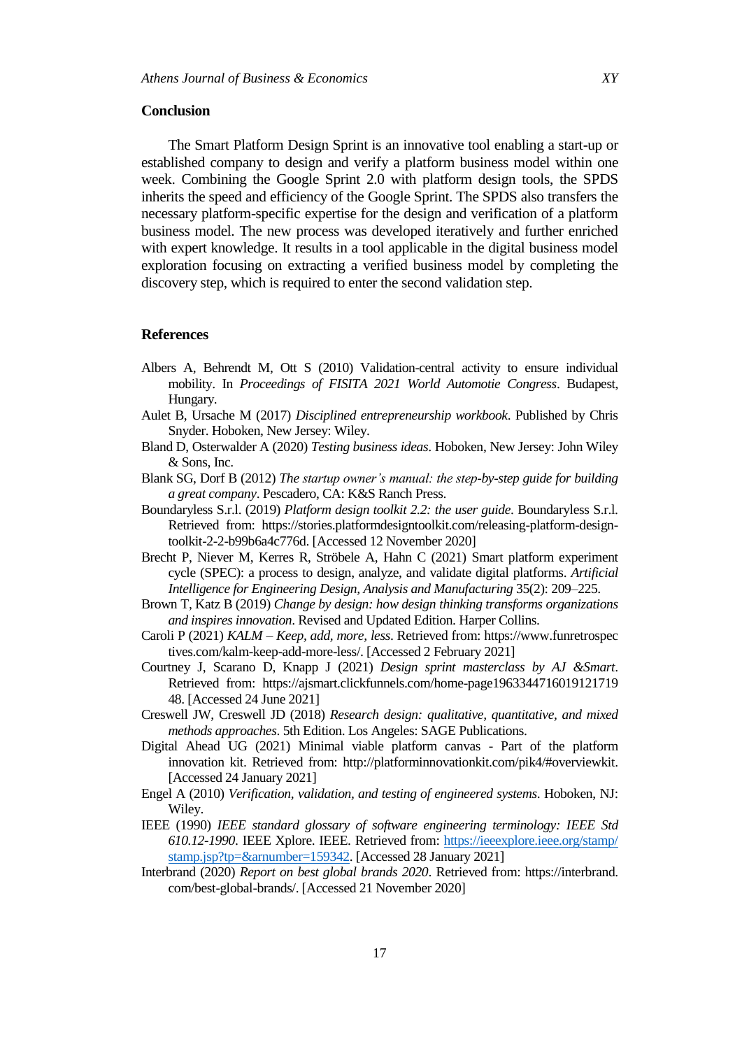## Conclusion

The Smart Platform Design Sprint is an innovative tool enabling a start-up or established company to design and verify a platform business model within one week. Combining the Google Sprint 2.0 with platform design tools, the SPDS inherits the speed and efficiency of the Google Sprint. The SPDS also transfers the necessary platform-specific expertise for the design and verification of a platform business model. The new process was developed iteratively and further enriched with expert knowledge. It results in a tool applicable in the digital business model exploration focusing on extracting a verified business model by completing the discovery step, which is required to enter the second validation step.

## References

Albers A, Behrendt M, Ott S (2010) Validation-central activity to ensure individual mobility. In *Proceedings of FISITA 2021 World Automotie Congress*. Budapest, Hungary.

Aulet B, Ursache M (2017) *Disciplined entrepreneurship workbook*. Published by Chris Snyder. Hoboken, New Jersey: Wiley.

Bland D, Osterwalder A (2020) *Testing business ideas*. Hoboken, New Jersey: John Wiley & Sons, Inc.

Blank SG, Dorf B (2012) *The startup owner's manual: the step-by-step guide for building a great company*. Pescadero, CA: K&S Ranch Press.

Boundaryless S.r.l. (2019) *Platform design toolkit 2.2: the user guide*. Boundaryless S.r.l. Retrieved from: https://stories.platformdesigntoolkit.com/releasing-platform-design-toolkit-2-2-b99b6a4c776d. [Accessed 12 November 2020]

Brecht P, Niever M, Kerres R, Ströbele A, Hahn C (2021) Smart platform experiment cycle (SPEC): a process to design, analyze, and validate digital platforms. *Artificial Intelligence for Engineering Design, Analysis and Manufacturing* 35(2): 209–225.

Brown T, Katz B (2019) *Change by design: how design thinking transforms organizations and inspires innovation*. Revised and Updated Edition. Harper Collins.

Caroli P (2021) *KALM – Keep, add, more, less*. Retrieved from: https://www.funretrospectives.com/kalm-keep-add-more-less/. [Accessed 2 February 2021]

Courtney J, Scarano D, Knapp J (2021) *Design sprint masterclass by AJ &Smart*. Retrieved from: https://ajsmart.clickfunnels.com/home-page196334471601912171948. [Accessed 24 June 2021]

Creswell JW, Creswell JD (2018) *Research design: qualitative, quantitative, and mixed methods approaches*. 5th Edition. Los Angeles: SAGE Publications.

Digital Ahead UG (2021) Minimal viable platform canvas - Part of the platform innovation kit. Retrieved from: http://platforminnovationkit.com/pik4/#overviewkit. [Accessed 24 January 2021]

Engel A (2010) *Verification, validation, and testing of engineered systems*. Hoboken, NJ: Wiley.

IEEE (1990) *IEEE standard glossary of software engineering terminology: IEEE Std 610.12-1990*. IEEE Xplore. IEEE. Retrieved from: https://ieeexplore.ieee.org/stamp/stamp.jsp?tp=&arnumber=159342. [Accessed 28 January 2021]

Interbrand (2020) *Report on best global brands 2020*. Retrieved from: https://interbrand.com/best-global-brands/. [Accessed 21 November 2020]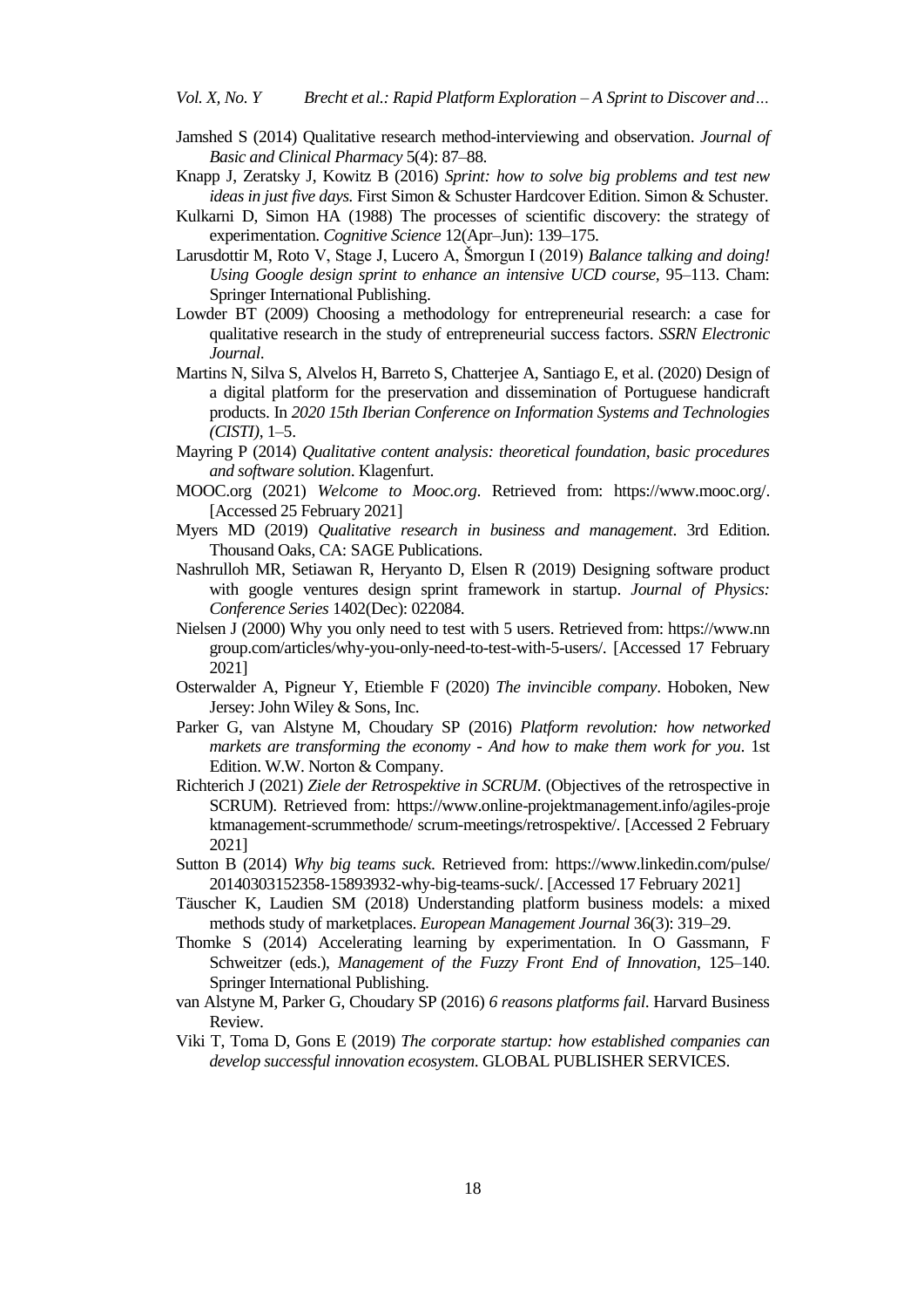Jamshed S (2014) Qualitative research method-interviewing and observation. *Journal of Basic and Clinical Pharmacy* 5(4): 87–88.

Knapp J, Zeratsky J, Kowitz B (2016) *Sprint: how to solve big problems and test new ideas in just five days.* First Simon & Schuster Hardcover Edition. Simon & Schuster.

Kulkarni D, Simon HA (1988) The processes of scientific discovery: the strategy of experimentation. *Cognitive Science* 12(Apr–Jun): 139–175.

Larusdottir M, Roto V, Stage J, Lucero A, Šmorgun I (2019) *Balance talking and doing! Using Google design sprint to enhance an intensive UCD course,* 95–113. Cham: Springer International Publishing.

Lowder BT (2009) Choosing a methodology for entrepreneurial research: a case for qualitative research in the study of entrepreneurial success factors. *SSRN Electronic Journal*.

Martins N, Silva S, Alvelos H, Barreto S, Chatterjee A, Santiago E, et al. (2020) Design of a digital platform for the preservation and dissemination of Portuguese handicraft products. In *2020 15th Iberian Conference on Information Systems and Technologies (CISTI)*, 1–5.

Mayring P (2014) *Qualitative content analysis: theoretical foundation, basic procedures and software solution*. Klagenfurt.

MOOC.org (2021) *Welcome to Mooc.org*. Retrieved from: https://www.mooc.org/. [Accessed 25 February 2021]

Myers MD (2019) *Qualitative research in business and management*. 3rd Edition. Thousand Oaks, CA: SAGE Publications.

Nashrulloh MR, Setiawan R, Heryanto D, Elsen R (2019) Designing software product with google ventures design sprint framework in startup. *Journal of Physics: Conference Series* 1402(Dec): 022084.

Nielsen J (2000) Why you only need to test with 5 users. Retrieved from: https://www.nngroup.com/articles/why-you-only-need-to-test-with-5-users/. [Accessed 17 February 2021]

Osterwalder A, Pigneur Y, Etiemble F (2020) *The invincible company*. Hoboken, New Jersey: John Wiley & Sons, Inc.

Parker G, van Alstyne M, Choudary SP (2016) *Platform revolution: how networked markets are transforming the economy - And how to make them work for you*. 1st Edition. W.W. Norton & Company.

Richterich J (2021) *Ziele der Retrospektive in SCRUM*. (Objectives of the retrospective in SCRUM). Retrieved from: https://www.online-projektmanagement.info/agiles-projektmanagement-scrummethode/ scrum-meetings/retrospektive/. [Accessed 2 February 2021]

Sutton B (2014) *Why big teams suck*. Retrieved from: https://www.linkedin.com/pulse/20140303152358-15893932-why-big-teams-suck/. [Accessed 17 February 2021]

Täuscher K, Laudien SM (2018) Understanding platform business models: a mixed methods study of marketplaces. *European Management Journal* 36(3): 319–29.

Thomke S (2014) Accelerating learning by experimentation. In O Gassmann, F Schweitzer (eds.), *Management of the Fuzzy Front End of Innovation*, 125–140. Springer International Publishing.

van Alstyne M, Parker G, Choudary SP (2016) *6 reasons platforms fail*. Harvard Business Review.

Viki T, Toma D, Gons E (2019) *The corporate startup: how established companies can develop successful innovation ecosystem*. GLOBAL PUBLISHER SERVICES.